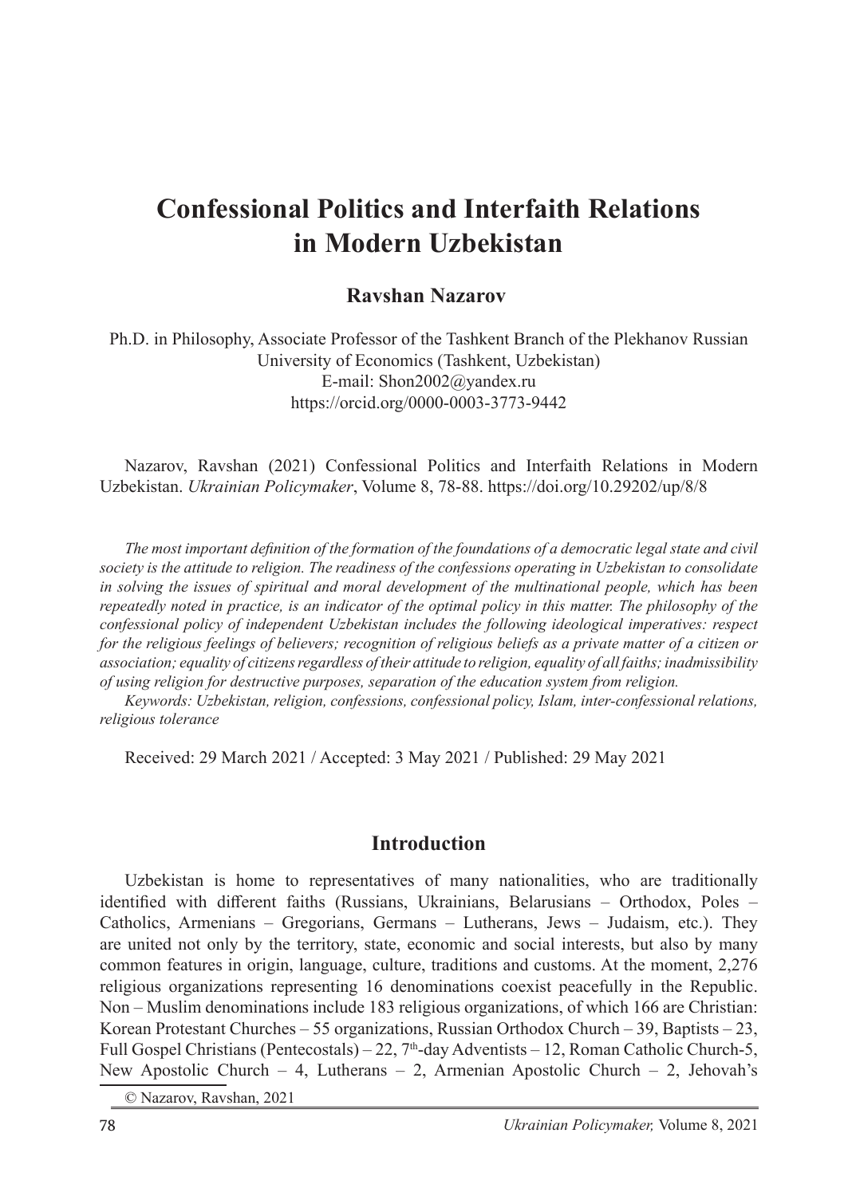# Confessional Politics and Interfaith Relations in Modern Uzbekistan

**Ravshan Nazarov**

Ph.D. in Philosophy, Associate Professor of the Tashkent Branch of the Plekhanov Russian University of Economics (Tashkent, Uzbekistan)
E-mail: Shon2002@yandex.ru
https://orcid.org/0000-0003-3773-9442

Nazarov, Ravshan (2021) Confessional Politics and Interfaith Relations in Modern Uzbekistan. *Ukrainian Policymaker*, Volume 8, 78-88. https://doi.org/10.29202/up/8/8

*The most important definition of the formation of the foundations of a democratic legal state and civil society is the attitude to religion. The readiness of the confessions operating in Uzbekistan to consolidate in solving the issues of spiritual and moral development of the multinational people, which has been repeatedly noted in practice, is an indicator of the optimal policy in this matter. The philosophy of the confessional policy of independent Uzbekistan includes the following ideological imperatives: respect for the religious feelings of believers; recognition of religious beliefs as a private matter of a citizen or association; equality of citizens regardless of their attitude to religion, equality of all faiths; inadmissibility of using religion for destructive purposes, separation of the education system from religion.*

*Keywords: Uzbekistan, religion, confessions, confessional policy, Islam, inter-confessional relations, religious tolerance*

Received: 29 March 2021 / Accepted: 3 May 2021 / Published: 29 May 2021

## Introduction

Uzbekistan is home to representatives of many nationalities, who are traditionally identified with different faiths (Russians, Ukrainians, Belarusians – Orthodox, Poles – Catholics, Armenians – Gregorians, Germans – Lutherans, Jews – Judaism, etc.). They are united not only by the territory, state, economic and social interests, but also by many common features in origin, language, culture, traditions and customs. At the moment, 2,276 religious organizations representing 16 denominations coexist peacefully in the Republic. Non – Muslim denominations include 183 religious organizations, of which 166 are Christian: Korean Protestant Churches – 55 organizations, Russian Orthodox Church – 39, Baptists – 23, Full Gospel Christians (Pentecostals) – 22, 7th-day Adventists – 12, Roman Catholic Church-5, New Apostolic Church – 4, Lutherans – 2, Armenian Apostolic Church – 2, Jehovah's

© Nazarov, Ravshan, 2021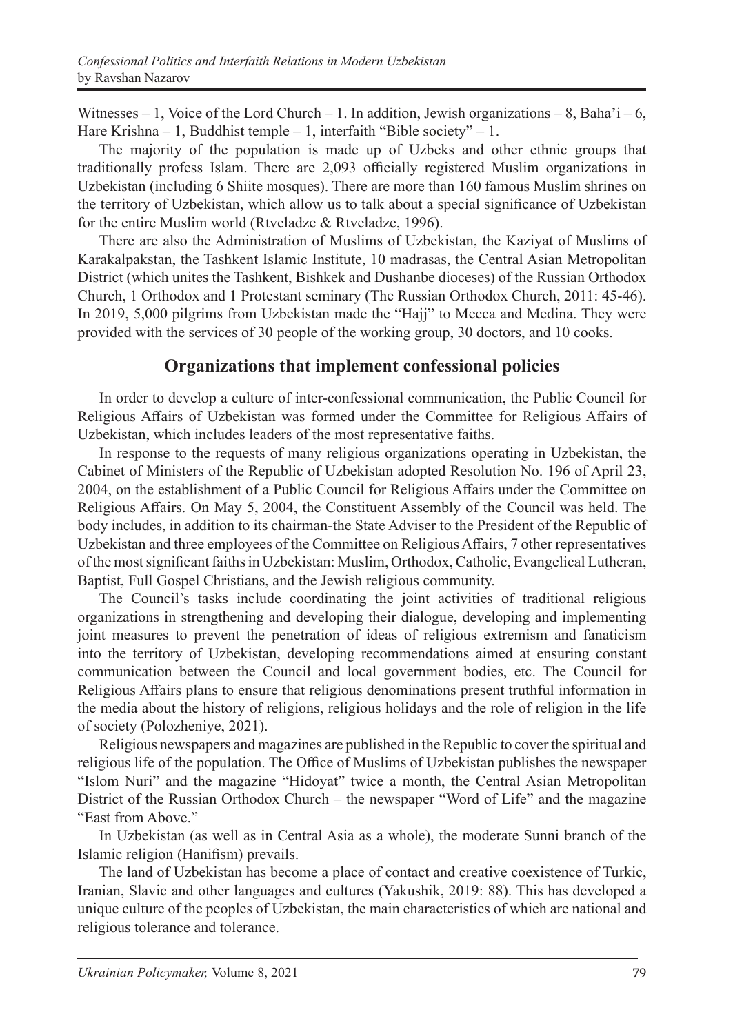Witnesses – 1, Voice of the Lord Church – 1. In addition, Jewish organizations – 8, Baha'i – 6, Hare Krishna – 1, Buddhist temple – 1, interfaith "Bible society" – 1.

The majority of the population is made up of Uzbeks and other ethnic groups that traditionally profess Islam. There are 2,093 officially registered Muslim organizations in Uzbekistan (including 6 Shiite mosques). There are more than 160 famous Muslim shrines on the territory of Uzbekistan, which allow us to talk about a special significance of Uzbekistan for the entire Muslim world (Rtveladze & Rtveladze, 1996).

There are also the Administration of Muslims of Uzbekistan, the Kaziyat of Muslims of Karakalpakstan, the Tashkent Islamic Institute, 10 madrasas, the Central Asian Metropolitan District (which unites the Tashkent, Bishkek and Dushanbe dioceses) of the Russian Orthodox Church, 1 Orthodox and 1 Protestant seminary (The Russian Orthodox Church, 2011: 45-46). In 2019, 5,000 pilgrims from Uzbekistan made the "Hajj" to Mecca and Medina. They were provided with the services of 30 people of the working group, 30 doctors, and 10 cooks.

## Organizations that implement confessional policies

In order to develop a culture of inter-confessional communication, the Public Council for Religious Affairs of Uzbekistan was formed under the Committee for Religious Affairs of Uzbekistan, which includes leaders of the most representative faiths.

In response to the requests of many religious organizations operating in Uzbekistan, the Cabinet of Ministers of the Republic of Uzbekistan adopted Resolution No. 196 of April 23, 2004, on the establishment of a Public Council for Religious Affairs under the Committee on Religious Affairs. On May 5, 2004, the Constituent Assembly of the Council was held. The body includes, in addition to its chairman-the State Adviser to the President of the Republic of Uzbekistan and three employees of the Committee on Religious Affairs, 7 other representatives of the most significant faiths in Uzbekistan: Muslim, Orthodox, Catholic, Evangelical Lutheran, Baptist, Full Gospel Christians, and the Jewish religious community.

The Council's tasks include coordinating the joint activities of traditional religious organizations in strengthening and developing their dialogue, developing and implementing joint measures to prevent the penetration of ideas of religious extremism and fanaticism into the territory of Uzbekistan, developing recommendations aimed at ensuring constant communication between the Council and local government bodies, etc. The Council for Religious Affairs plans to ensure that religious denominations present truthful information in the media about the history of religions, religious holidays and the role of religion in the life of society (Polozheniye, 2021).

Religious newspapers and magazines are published in the Republic to cover the spiritual and religious life of the population. The Office of Muslims of Uzbekistan publishes the newspaper "Islom Nuri" and the magazine "Hidoyat" twice a month, the Central Asian Metropolitan District of the Russian Orthodox Church – the newspaper "Word of Life" and the magazine "East from Above."

In Uzbekistan (as well as in Central Asia as a whole), the moderate Sunni branch of the Islamic religion (Hanifism) prevails.

The land of Uzbekistan has become a place of contact and creative coexistence of Turkic, Iranian, Slavic and other languages and cultures (Yakushik, 2019: 88). This has developed a unique culture of the peoples of Uzbekistan, the main characteristics of which are national and religious tolerance and tolerance.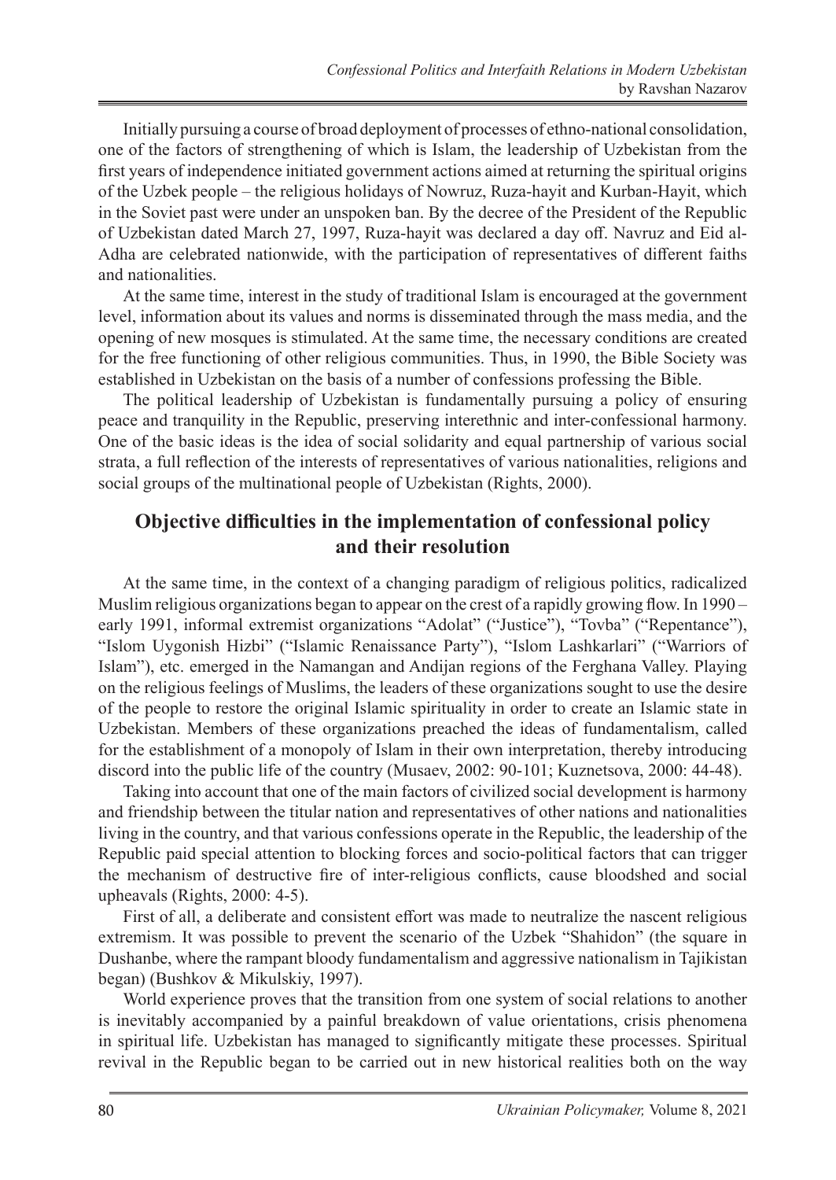Initially pursuing a course of broad deployment of processes of ethno-national consolidation, one of the factors of strengthening of which is Islam, the leadership of Uzbekistan from the first years of independence initiated government actions aimed at returning the spiritual origins of the Uzbek people – the religious holidays of Nowruz, Ruza-hayit and Kurban-Hayit, which in the Soviet past were under an unspoken ban. By the decree of the President of the Republic of Uzbekistan dated March 27, 1997, Ruza-hayit was declared a day off. Navruz and Eid al-Adha are celebrated nationwide, with the participation of representatives of different faiths and nationalities.

At the same time, interest in the study of traditional Islam is encouraged at the government level, information about its values and norms is disseminated through the mass media, and the opening of new mosques is stimulated. At the same time, the necessary conditions are created for the free functioning of other religious communities. Thus, in 1990, the Bible Society was established in Uzbekistan on the basis of a number of confessions professing the Bible.

The political leadership of Uzbekistan is fundamentally pursuing a policy of ensuring peace and tranquility in the Republic, preserving interethnic and inter-confessional harmony. One of the basic ideas is the idea of social solidarity and equal partnership of various social strata, a full reflection of the interests of representatives of various nationalities, religions and social groups of the multinational people of Uzbekistan (Rights, 2000).

## Objective difficulties in the implementation of confessional policy and their resolution

At the same time, in the context of a changing paradigm of religious politics, radicalized Muslim religious organizations began to appear on the crest of a rapidly growing flow. In 1990 – early 1991, informal extremist organizations "Adolat" ("Justice"), "Tovba" ("Repentance"), "Islom Uygonish Hizbi" ("Islamic Renaissance Party"), "Islom Lashkarlari" ("Warriors of Islam"), etc. emerged in the Namangan and Andijan regions of the Ferghana Valley. Playing on the religious feelings of Muslims, the leaders of these organizations sought to use the desire of the people to restore the original Islamic spirituality in order to create an Islamic state in Uzbekistan. Members of these organizations preached the ideas of fundamentalism, called for the establishment of a monopoly of Islam in their own interpretation, thereby introducing discord into the public life of the country (Musaev, 2002: 90-101; Kuznetsova, 2000: 44-48).

Taking into account that one of the main factors of civilized social development is harmony and friendship between the titular nation and representatives of other nations and nationalities living in the country, and that various confessions operate in the Republic, the leadership of the Republic paid special attention to blocking forces and socio-political factors that can trigger the mechanism of destructive fire of inter-religious conflicts, cause bloodshed and social upheavals (Rights, 2000: 4-5).

First of all, a deliberate and consistent effort was made to neutralize the nascent religious extremism. It was possible to prevent the scenario of the Uzbek "Shahidon" (the square in Dushanbe, where the rampant bloody fundamentalism and aggressive nationalism in Tajikistan began) (Bushkov & Mikulskiy, 1997).

World experience proves that the transition from one system of social relations to another is inevitably accompanied by a painful breakdown of value orientations, crisis phenomena in spiritual life. Uzbekistan has managed to significantly mitigate these processes. Spiritual revival in the Republic began to be carried out in new historical realities both on the way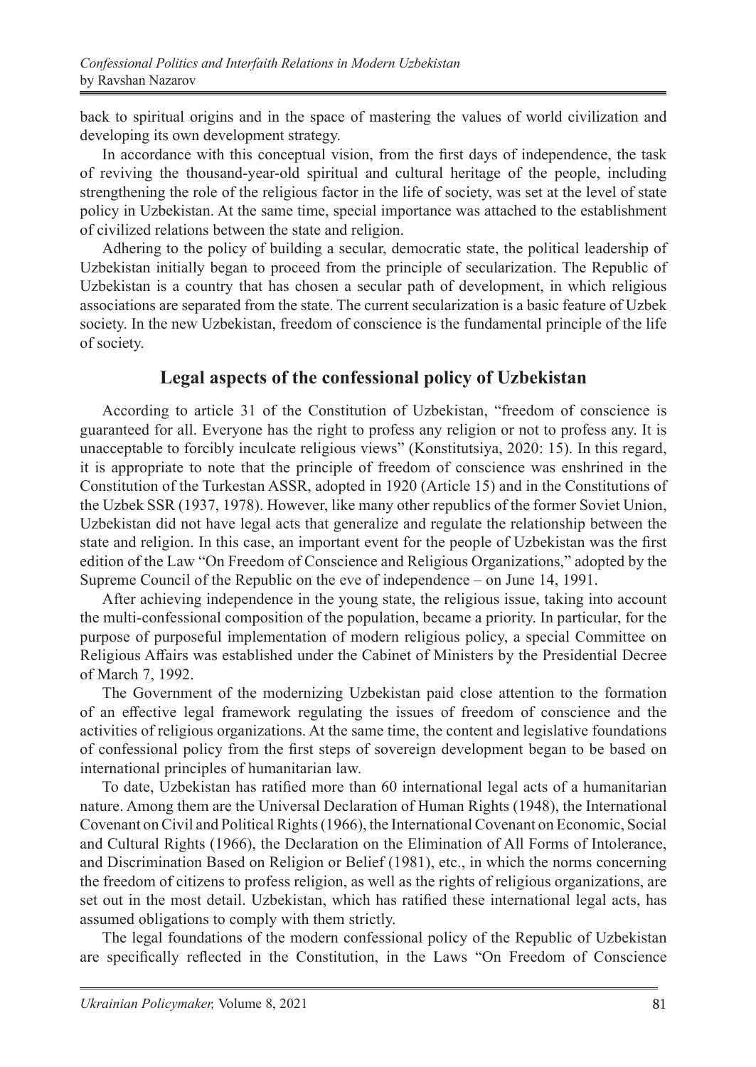back to spiritual origins and in the space of mastering the values of world civilization and developing its own development strategy.

In accordance with this conceptual vision, from the first days of independence, the task of reviving the thousand-year-old spiritual and cultural heritage of the people, including strengthening the role of the religious factor in the life of society, was set at the level of state policy in Uzbekistan. At the same time, special importance was attached to the establishment of civilized relations between the state and religion.

Adhering to the policy of building a secular, democratic state, the political leadership of Uzbekistan initially began to proceed from the principle of secularization. The Republic of Uzbekistan is a country that has chosen a secular path of development, in which religious associations are separated from the state. The current secularization is a basic feature of Uzbek society. In the new Uzbekistan, freedom of conscience is the fundamental principle of the life of society.

## Legal aspects of the confessional policy of Uzbekistan

According to article 31 of the Constitution of Uzbekistan, "freedom of conscience is guaranteed for all. Everyone has the right to profess any religion or not to profess any. It is unacceptable to forcibly inculcate religious views" (Konstitutsiya, 2020: 15). In this regard, it is appropriate to note that the principle of freedom of conscience was enshrined in the Constitution of the Turkestan ASSR, adopted in 1920 (Article 15) and in the Constitutions of the Uzbek SSR (1937, 1978). However, like many other republics of the former Soviet Union, Uzbekistan did not have legal acts that generalize and regulate the relationship between the state and religion. In this case, an important event for the people of Uzbekistan was the first edition of the Law "On Freedom of Conscience and Religious Organizations," adopted by the Supreme Council of the Republic on the eve of independence – on June 14, 1991.

After achieving independence in the young state, the religious issue, taking into account the multi-confessional composition of the population, became a priority. In particular, for the purpose of purposeful implementation of modern religious policy, a special Committee on Religious Affairs was established under the Cabinet of Ministers by the Presidential Decree of March 7, 1992.

The Government of the modernizing Uzbekistan paid close attention to the formation of an effective legal framework regulating the issues of freedom of conscience and the activities of religious organizations. At the same time, the content and legislative foundations of confessional policy from the first steps of sovereign development began to be based on international principles of humanitarian law.

To date, Uzbekistan has ratified more than 60 international legal acts of a humanitarian nature. Among them are the Universal Declaration of Human Rights (1948), the International Covenant on Civil and Political Rights (1966), the International Covenant on Economic, Social and Cultural Rights (1966), the Declaration on the Elimination of All Forms of Intolerance, and Discrimination Based on Religion or Belief (1981), etc., in which the norms concerning the freedom of citizens to profess religion, as well as the rights of religious organizations, are set out in the most detail. Uzbekistan, which has ratified these international legal acts, has assumed obligations to comply with them strictly.

The legal foundations of the modern confessional policy of the Republic of Uzbekistan are specifically reflected in the Constitution, in the Laws "On Freedom of Conscience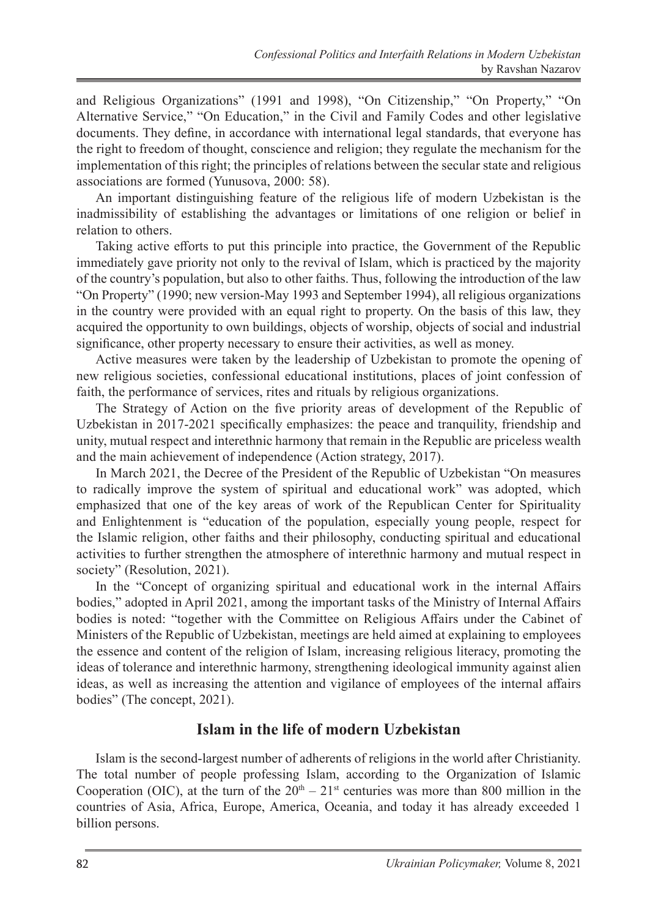and Religious Organizations" (1991 and 1998), "On Citizenship," "On Property," "On Alternative Service," "On Education," in the Civil and Family Codes and other legislative documents. They define, in accordance with international legal standards, that everyone has the right to freedom of thought, conscience and religion; they regulate the mechanism for the implementation of this right; the principles of relations between the secular state and religious associations are formed (Yunusova, 2000: 58).

An important distinguishing feature of the religious life of modern Uzbekistan is the inadmissibility of establishing the advantages or limitations of one religion or belief in relation to others.

Taking active efforts to put this principle into practice, the Government of the Republic immediately gave priority not only to the revival of Islam, which is practiced by the majority of the country's population, but also to other faiths. Thus, following the introduction of the law "On Property" (1990; new version-May 1993 and September 1994), all religious organizations in the country were provided with an equal right to property. On the basis of this law, they acquired the opportunity to own buildings, objects of worship, objects of social and industrial significance, other property necessary to ensure their activities, as well as money.

Active measures were taken by the leadership of Uzbekistan to promote the opening of new religious societies, confessional educational institutions, places of joint confession of faith, the performance of services, rites and rituals by religious organizations.

The Strategy of Action on the five priority areas of development of the Republic of Uzbekistan in 2017-2021 specifically emphasizes: the peace and tranquility, friendship and unity, mutual respect and interethnic harmony that remain in the Republic are priceless wealth and the main achievement of independence (Action strategy, 2017).

In March 2021, the Decree of the President of the Republic of Uzbekistan "On measures to radically improve the system of spiritual and educational work" was adopted, which emphasized that one of the key areas of work of the Republican Center for Spirituality and Enlightenment is "education of the population, especially young people, respect for the Islamic religion, other faiths and their philosophy, conducting spiritual and educational activities to further strengthen the atmosphere of interethnic harmony and mutual respect in society" (Resolution, 2021).

In the "Concept of organizing spiritual and educational work in the internal Affairs bodies," adopted in April 2021, among the important tasks of the Ministry of Internal Affairs bodies is noted: "together with the Committee on Religious Affairs under the Cabinet of Ministers of the Republic of Uzbekistan, meetings are held aimed at explaining to employees the essence and content of the religion of Islam, increasing religious literacy, promoting the ideas of tolerance and interethnic harmony, strengthening ideological immunity against alien ideas, as well as increasing the attention and vigilance of employees of the internal affairs bodies" (The concept, 2021).

## Islam in the life of modern Uzbekistan

Islam is the second-largest number of adherents of religions in the world after Christianity. The total number of people professing Islam, according to the Organization of Islamic Cooperation (OIC), at the turn of the $20^{th}$ – $21^{st}$ centuries was more than 800 million in the countries of Asia, Africa, Europe, America, Oceania, and today it has already exceeded 1 billion persons.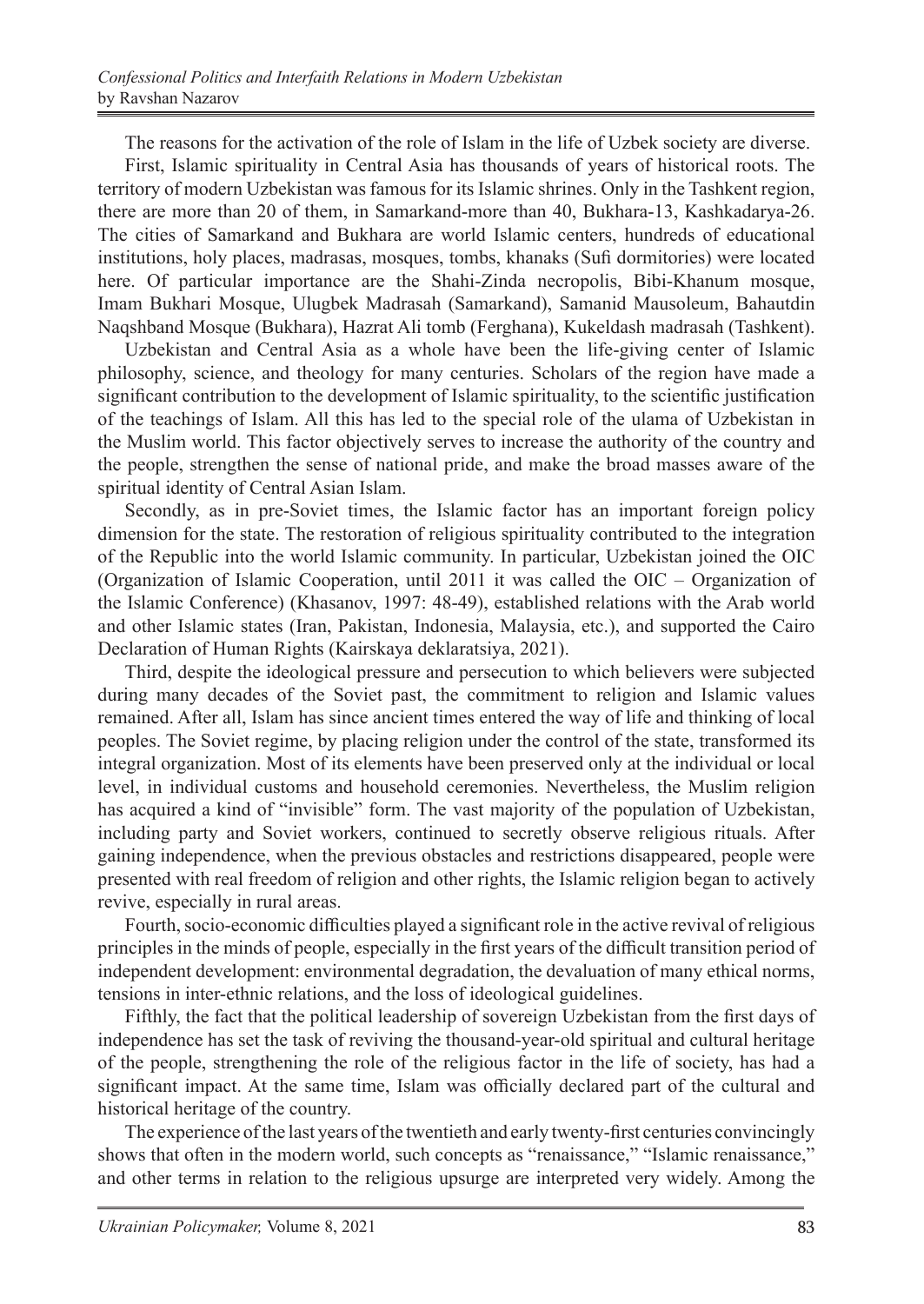The reasons for the activation of the role of Islam in the life of Uzbek society are diverse.

First, Islamic spirituality in Central Asia has thousands of years of historical roots. The territory of modern Uzbekistan was famous for its Islamic shrines. Only in the Tashkent region, there are more than 20 of them, in Samarkand-more than 40, Bukhara-13, Kashkadarya-26. The cities of Samarkand and Bukhara are world Islamic centers, hundreds of educational institutions, holy places, madrasas, mosques, tombs, khanaks (Sufi dormitories) were located here. Of particular importance are the Shahi-Zinda necropolis, Bibi-Khanum mosque, Imam Bukhari Mosque, Ulugbek Madrasah (Samarkand), Samanid Mausoleum, Bahautdin Naqshband Mosque (Bukhara), Hazrat Ali tomb (Ferghana), Kukeldash madrasah (Tashkent).

Uzbekistan and Central Asia as a whole have been the life-giving center of Islamic philosophy, science, and theology for many centuries. Scholars of the region have made a significant contribution to the development of Islamic spirituality, to the scientific justification of the teachings of Islam. All this has led to the special role of the ulama of Uzbekistan in the Muslim world. This factor objectively serves to increase the authority of the country and the people, strengthen the sense of national pride, and make the broad masses aware of the spiritual identity of Central Asian Islam.

Secondly, as in pre-Soviet times, the Islamic factor has an important foreign policy dimension for the state. The restoration of religious spirituality contributed to the integration of the Republic into the world Islamic community. In particular, Uzbekistan joined the OIC (Organization of Islamic Cooperation, until 2011 it was called the OIC – Organization of the Islamic Conference) (Khasanov, 1997: 48-49), established relations with the Arab world and other Islamic states (Iran, Pakistan, Indonesia, Malaysia, etc.), and supported the Cairo Declaration of Human Rights (Kairskaya deklaratsiya, 2021).

Third, despite the ideological pressure and persecution to which believers were subjected during many decades of the Soviet past, the commitment to religion and Islamic values remained. After all, Islam has since ancient times entered the way of life and thinking of local peoples. The Soviet regime, by placing religion under the control of the state, transformed its integral organization. Most of its elements have been preserved only at the individual or local level, in individual customs and household ceremonies. Nevertheless, the Muslim religion has acquired a kind of "invisible" form. The vast majority of the population of Uzbekistan, including party and Soviet workers, continued to secretly observe religious rituals. After gaining independence, when the previous obstacles and restrictions disappeared, people were presented with real freedom of religion and other rights, the Islamic religion began to actively revive, especially in rural areas.

Fourth, socio-economic difficulties played a significant role in the active revival of religious principles in the minds of people, especially in the first years of the difficult transition period of independent development: environmental degradation, the devaluation of many ethical norms, tensions in inter-ethnic relations, and the loss of ideological guidelines.

Fifthly, the fact that the political leadership of sovereign Uzbekistan from the first days of independence has set the task of reviving the thousand-year-old spiritual and cultural heritage of the people, strengthening the role of the religious factor in the life of society, has had a significant impact. At the same time, Islam was officially declared part of the cultural and historical heritage of the country.

The experience of the last years of the twentieth and early twenty-first centuries convincingly shows that often in the modern world, such concepts as "renaissance," "Islamic renaissance," and other terms in relation to the religious upsurge are interpreted very widely. Among the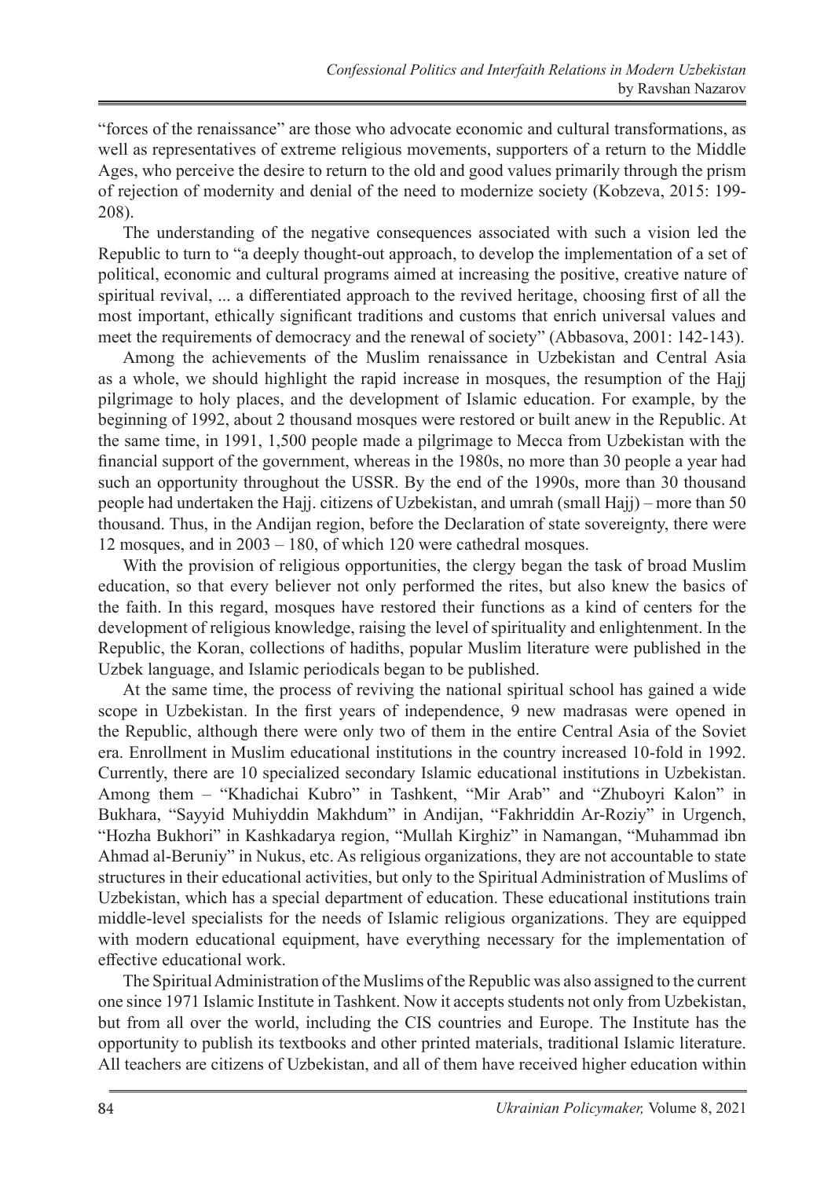"forces of the renaissance" are those who advocate economic and cultural transformations, as well as representatives of extreme religious movements, supporters of a return to the Middle Ages, who perceive the desire to return to the old and good values primarily through the prism of rejection of modernity and denial of the need to modernize society (Kobzeva, 2015: 199-208).

The understanding of the negative consequences associated with such a vision led the Republic to turn to "a deeply thought-out approach, to develop the implementation of a set of political, economic and cultural programs aimed at increasing the positive, creative nature of spiritual revival, ... a differentiated approach to the revived heritage, choosing first of all the most important, ethically significant traditions and customs that enrich universal values and meet the requirements of democracy and the renewal of society" (Abbasova, 2001: 142-143).

Among the achievements of the Muslim renaissance in Uzbekistan and Central Asia as a whole, we should highlight the rapid increase in mosques, the resumption of the Hajj pilgrimage to holy places, and the development of Islamic education. For example, by the beginning of 1992, about 2 thousand mosques were restored or built anew in the Republic. At the same time, in 1991, 1,500 people made a pilgrimage to Mecca from Uzbekistan with the financial support of the government, whereas in the 1980s, no more than 30 people a year had such an opportunity throughout the USSR. By the end of the 1990s, more than 30 thousand people had undertaken the Hajj. citizens of Uzbekistan, and umrah (small Hajj) – more than 50 thousand. Thus, in the Andijan region, before the Declaration of state sovereignty, there were 12 mosques, and in 2003 – 180, of which 120 were cathedral mosques.

With the provision of religious opportunities, the clergy began the task of broad Muslim education, so that every believer not only performed the rites, but also knew the basics of the faith. In this regard, mosques have restored their functions as a kind of centers for the development of religious knowledge, raising the level of spirituality and enlightenment. In the Republic, the Koran, collections of hadiths, popular Muslim literature were published in the Uzbek language, and Islamic periodicals began to be published.

At the same time, the process of reviving the national spiritual school has gained a wide scope in Uzbekistan. In the first years of independence, 9 new madrasas were opened in the Republic, although there were only two of them in the entire Central Asia of the Soviet era. Enrollment in Muslim educational institutions in the country increased 10-fold in 1992. Currently, there are 10 specialized secondary Islamic educational institutions in Uzbekistan. Among them – "Khadichai Kubro" in Tashkent, "Mir Arab" and "Zhuboyri Kalon" in Bukhara, "Sayyid Muhiyddin Makhdum" in Andijan, "Fakhriddin Ar-Roziy" in Urgench, "Hozha Bukhori" in Kashkadarya region, "Mullah Kirghiz" in Namangan, "Muhammad ibn Ahmad al-Beruniy" in Nukus, etc. As religious organizations, they are not accountable to state structures in their educational activities, but only to the Spiritual Administration of Muslims of Uzbekistan, which has a special department of education. These educational institutions train middle-level specialists for the needs of Islamic religious organizations. They are equipped with modern educational equipment, have everything necessary for the implementation of effective educational work.

The Spiritual Administration of the Muslims of the Republic was also assigned to the current one since 1971 Islamic Institute in Tashkent. Now it accepts students not only from Uzbekistan, but from all over the world, including the CIS countries and Europe. The Institute has the opportunity to publish its textbooks and other printed materials, traditional Islamic literature. All teachers are citizens of Uzbekistan, and all of them have received higher education within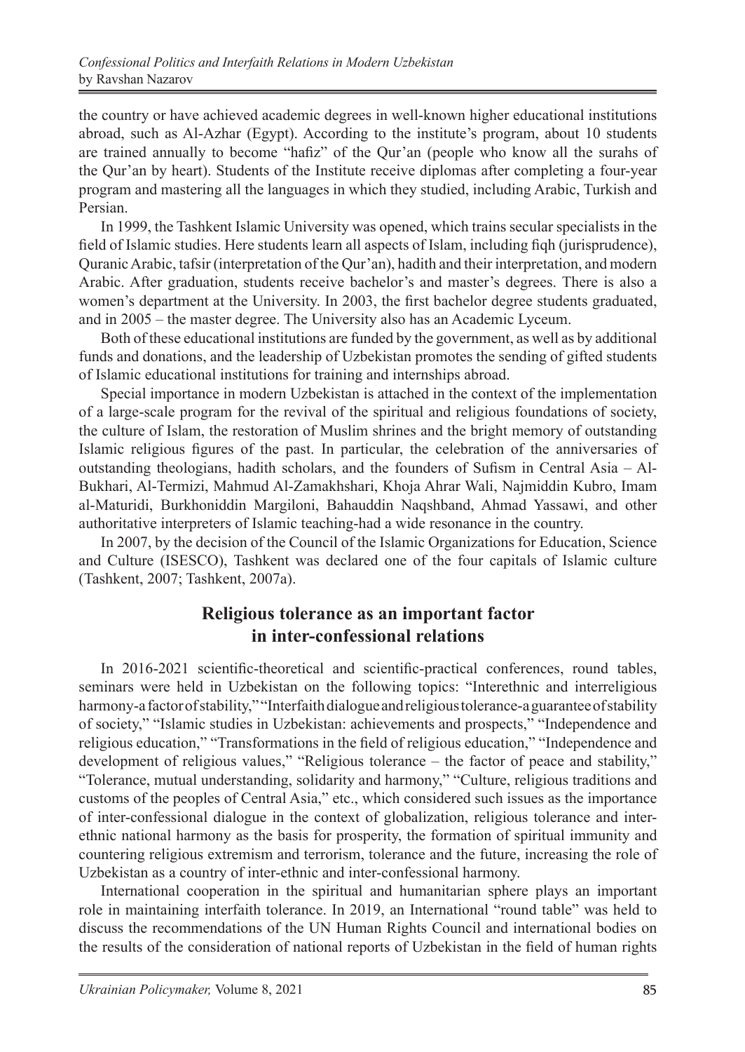the country or have achieved academic degrees in well-known higher educational institutions abroad, such as Al-Azhar (Egypt). According to the institute's program, about 10 students are trained annually to become "hafiz" of the Qur'an (people who know all the surahs of the Qur'an by heart). Students of the Institute receive diplomas after completing a four-year program and mastering all the languages in which they studied, including Arabic, Turkish and Persian.

In 1999, the Tashkent Islamic University was opened, which trains secular specialists in the field of Islamic studies. Here students learn all aspects of Islam, including fiqh (jurisprudence), Quranic Arabic, tafsir (interpretation of the Qur'an), hadith and their interpretation, and modern Arabic. After graduation, students receive bachelor's and master's degrees. There is also a women's department at the University. In 2003, the first bachelor degree students graduated, and in 2005 – the master degree. The University also has an Academic Lyceum.

Both of these educational institutions are funded by the government, as well as by additional funds and donations, and the leadership of Uzbekistan promotes the sending of gifted students of Islamic educational institutions for training and internships abroad.

Special importance in modern Uzbekistan is attached in the context of the implementation of a large-scale program for the revival of the spiritual and religious foundations of society, the culture of Islam, the restoration of Muslim shrines and the bright memory of outstanding Islamic religious figures of the past. In particular, the celebration of the anniversaries of outstanding theologians, hadith scholars, and the founders of Sufism in Central Asia – Al-Bukhari, Al-Termizi, Mahmud Al-Zamakhshari, Khoja Ahrar Wali, Najmiddin Kubro, Imam al-Maturidi, Burkhoniddin Margiloni, Bahauddin Naqshband, Ahmad Yassawi, and other authoritative interpreters of Islamic teaching-had a wide resonance in the country.

In 2007, by the decision of the Council of the Islamic Organizations for Education, Science and Culture (ISESCO), Tashkent was declared one of the four capitals of Islamic culture (Tashkent, 2007; Tashkent, 2007a).

## Religious tolerance as an important factor in inter-confessional relations

In 2016-2021 scientific-theoretical and scientific-practical conferences, round tables, seminars were held in Uzbekistan on the following topics: "Interethnic and interreligious harmony-a factor of stability," "Interfaith dialogue and religious tolerance-a guarantee of stability of society," "Islamic studies in Uzbekistan: achievements and prospects," "Independence and religious education," "Transformations in the field of religious education," "Independence and development of religious values," "Religious tolerance – the factor of peace and stability," "Tolerance, mutual understanding, solidarity and harmony," "Culture, religious traditions and customs of the peoples of Central Asia," etc., which considered such issues as the importance of inter-confessional dialogue in the context of globalization, religious tolerance and inter-ethnic national harmony as the basis for prosperity, the formation of spiritual immunity and countering religious extremism and terrorism, tolerance and the future, increasing the role of Uzbekistan as a country of inter-ethnic and inter-confessional harmony.

International cooperation in the spiritual and humanitarian sphere plays an important role in maintaining interfaith tolerance. In 2019, an International "round table" was held to discuss the recommendations of the UN Human Rights Council and international bodies on the results of the consideration of national reports of Uzbekistan in the field of human rights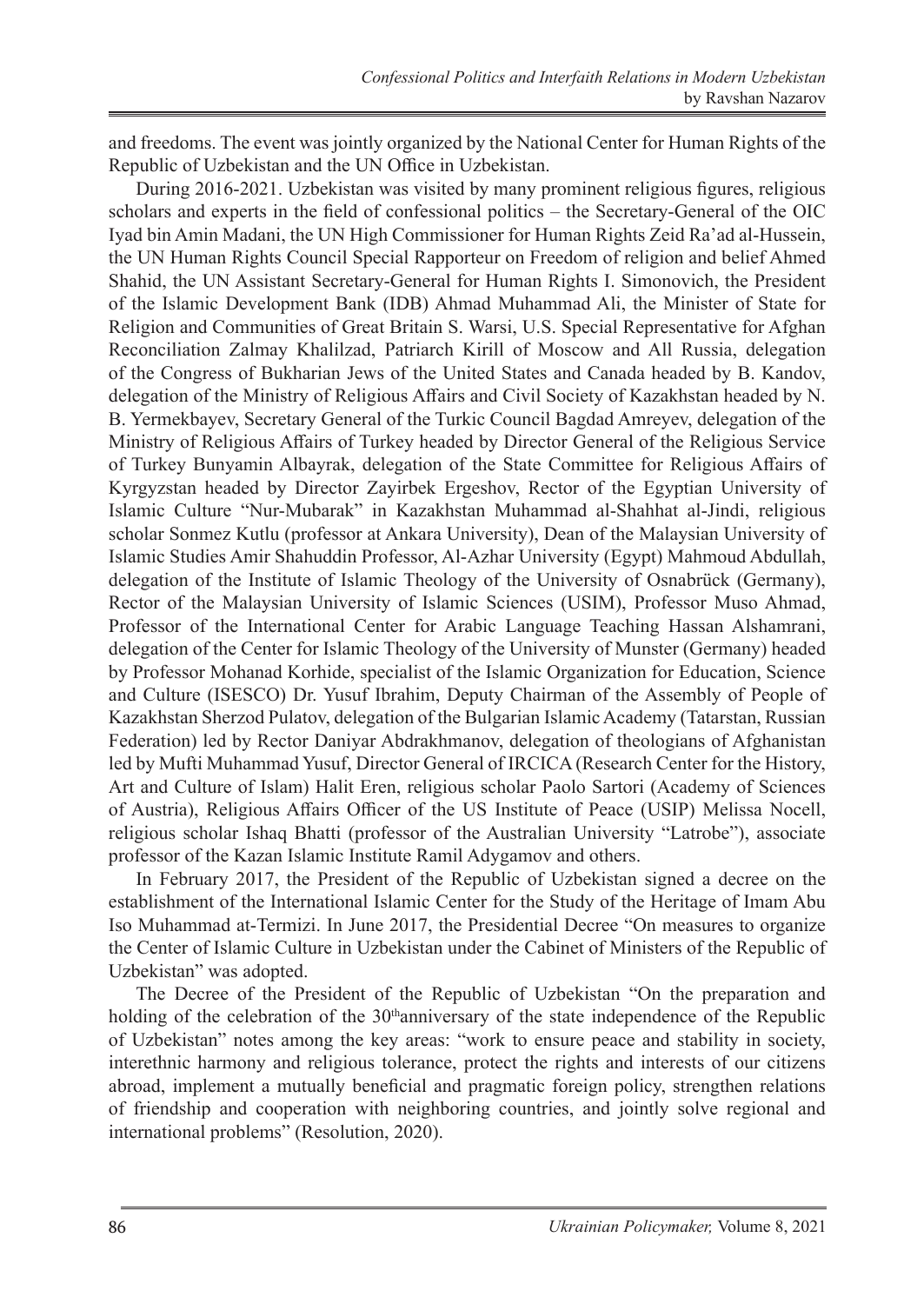and freedoms. The event was jointly organized by the National Center for Human Rights of the Republic of Uzbekistan and the UN Office in Uzbekistan.

During 2016-2021. Uzbekistan was visited by many prominent religious figures, religious scholars and experts in the field of confessional politics – the Secretary-General of the OIC Iyad bin Amin Madani, the UN High Commissioner for Human Rights Zeid Ra'ad al-Hussein, the UN Human Rights Council Special Rapporteur on Freedom of religion and belief Ahmed Shahid, the UN Assistant Secretary-General for Human Rights I. Simonovich, the President of the Islamic Development Bank (IDB) Ahmad Muhammad Ali, the Minister of State for Religion and Communities of Great Britain S. Warsi, U.S. Special Representative for Afghan Reconciliation Zalmay Khalilzad, Patriarch Kirill of Moscow and All Russia, delegation of the Congress of Bukharian Jews of the United States and Canada headed by B. Kandov, delegation of the Ministry of Religious Affairs and Civil Society of Kazakhstan headed by N. B. Yermekbayev, Secretary General of the Turkic Council Bagdad Amreyev, delegation of the Ministry of Religious Affairs of Turkey headed by Director General of the Religious Service of Turkey Bunyamin Albayrak, delegation of the State Committee for Religious Affairs of Kyrgyzstan headed by Director Zayirbek Ergeshov, Rector of the Egyptian University of Islamic Culture "Nur-Mubarak" in Kazakhstan Muhammad al-Shahhat al-Jindi, religious scholar Sonmez Kutlu (professor at Ankara University), Dean of the Malaysian University of Islamic Studies Amir Shahuddin Professor, Al-Azhar University (Egypt) Mahmoud Abdullah, delegation of the Institute of Islamic Theology of the University of Osnabrück (Germany), Rector of the Malaysian University of Islamic Sciences (USIM), Professor Muso Ahmad, Professor of the International Center for Arabic Language Teaching Hassan Alshamrani, delegation of the Center for Islamic Theology of the University of Munster (Germany) headed by Professor Mohanad Korhide, specialist of the Islamic Organization for Education, Science and Culture (ISESCO) Dr. Yusuf Ibrahim, Deputy Chairman of the Assembly of People of Kazakhstan Sherzod Pulatov, delegation of the Bulgarian Islamic Academy (Tatarstan, Russian Federation) led by Rector Daniyar Abdrakhmanov, delegation of theologians of Afghanistan led by Mufti Muhammad Yusuf, Director General of IRCICA (Research Center for the History, Art and Culture of Islam) Halit Eren, religious scholar Paolo Sartori (Academy of Sciences of Austria), Religious Affairs Officer of the US Institute of Peace (USIP) Melissa Nocell, religious scholar Ishaq Bhatti (professor of the Australian University "Latrobe"), associate professor of the Kazan Islamic Institute Ramil Adygamov and others.

In February 2017, the President of the Republic of Uzbekistan signed a decree on the establishment of the International Islamic Center for the Study of the Heritage of Imam Abu Iso Muhammad at-Termizi. In June 2017, the Presidential Decree "On measures to organize the Center of Islamic Culture in Uzbekistan under the Cabinet of Ministers of the Republic of Uzbekistan" was adopted.

The Decree of the President of the Republic of Uzbekistan "On the preparation and holding of the celebration of the 30th anniversary of the state independence of the Republic of Uzbekistan" notes among the key areas: "work to ensure peace and stability in society, interethnic harmony and religious tolerance, protect the rights and interests of our citizens abroad, implement a mutually beneficial and pragmatic foreign policy, strengthen relations of friendship and cooperation with neighboring countries, and jointly solve regional and international problems" (Resolution, 2020).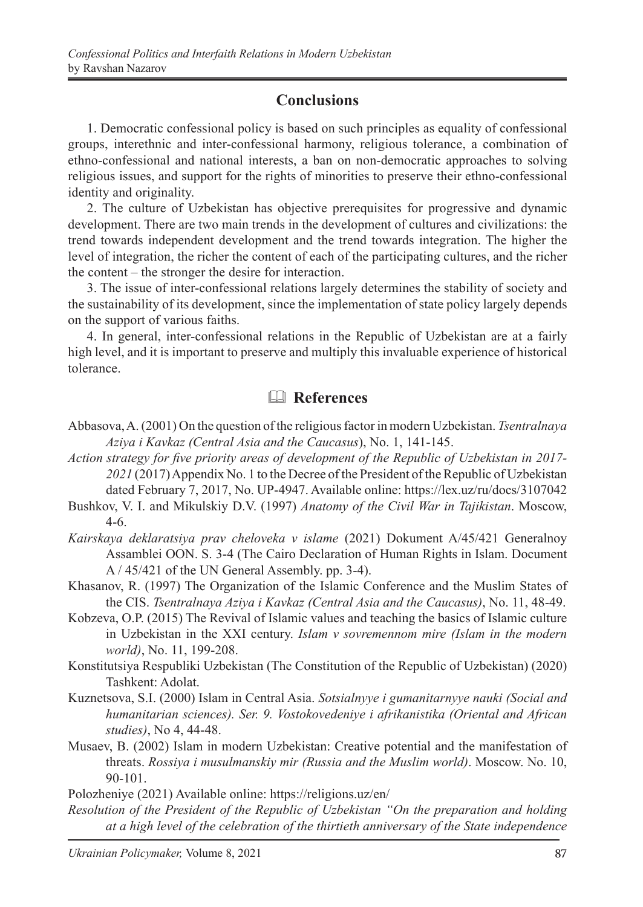## Conclusions

1. Democratic confessional policy is based on such principles as equality of confessional groups, interethnic and inter-confessional harmony, religious tolerance, a combination of ethno-confessional and national interests, a ban on non-democratic approaches to solving religious issues, and support for the rights of minorities to preserve their ethno-confessional identity and originality.

2. The culture of Uzbekistan has objective prerequisites for progressive and dynamic development. There are two main trends in the development of cultures and civilizations: the trend towards independent development and the trend towards integration. The higher the level of integration, the richer the content of each of the participating cultures, and the richer the content – the stronger the desire for interaction.

3. The issue of inter-confessional relations largely determines the stability of society and the sustainability of its development, since the implementation of state policy largely depends on the support of various faiths.

4. In general, inter-confessional relations in the Republic of Uzbekistan are at a fairly high level, and it is important to preserve and multiply this invaluable experience of historical tolerance.

## References

Abbasova, A. (2001) On the question of the religious factor in modern Uzbekistan. *Tsentralnaya Aziya i Kavkaz (Central Asia and the Caucasus*), No. 1, 141-145.

*Action strategy for five priority areas of development of the Republic of Uzbekistan in 2017-2021* (2017) Appendix No. 1 to the Decree of the President of the Republic of Uzbekistan dated February 7, 2017, No. UP-4947. Available online: https://lex.uz/ru/docs/3107042

Bushkov, V. I. and Mikulskiy D.V. (1997) *Anatomy of the Civil War in Tajikistan*. Moscow, 4-6.

*Kairskaya deklaratsiya prav cheloveka v islame* (2021) Dokument A/45/421 Generalnoy Assamblei OON. S. 3-4 (The Cairo Declaration of Human Rights in Islam. Document A / 45/421 of the UN General Assembly. pp. 3-4).

Khasanov, R. (1997) The Organization of the Islamic Conference and the Muslim States of the CIS. *Tsentralnaya Aziya i Kavkaz (Central Asia and the Caucasus)*, No. 11, 48-49.

Kobzeva, O.P. (2015) The Revival of Islamic values and teaching the basics of Islamic culture in Uzbekistan in the XXI century. *Islam v sovremennom mire (Islam in the modern world)*, No. 11, 199-208.

Konstitutsiya Respubliki Uzbekistan (The Constitution of the Republic of Uzbekistan) (2020) Tashkent: Adolat.

Kuznetsova, S.I. (2000) Islam in Central Asia. *Sotsialnyye i gumanitarnyye nauki (Social and humanitarian sciences). Ser. 9. Vostokovedeniye i afrikanistika (Oriental and African studies)*, No 4, 44-48.

Musaev, B. (2002) Islam in modern Uzbekistan: Creative potential and the manifestation of threats. *Rossiya i musulmanskiy mir (Russia and the Muslim world)*. Moscow. No. 10, 90-101.

Polozheniye (2021) Available online: https://religions.uz/en/

*Resolution of the President of the Republic of Uzbekistan "On the preparation and holding at a high level of the celebration of the thirtieth anniversary of the State independence*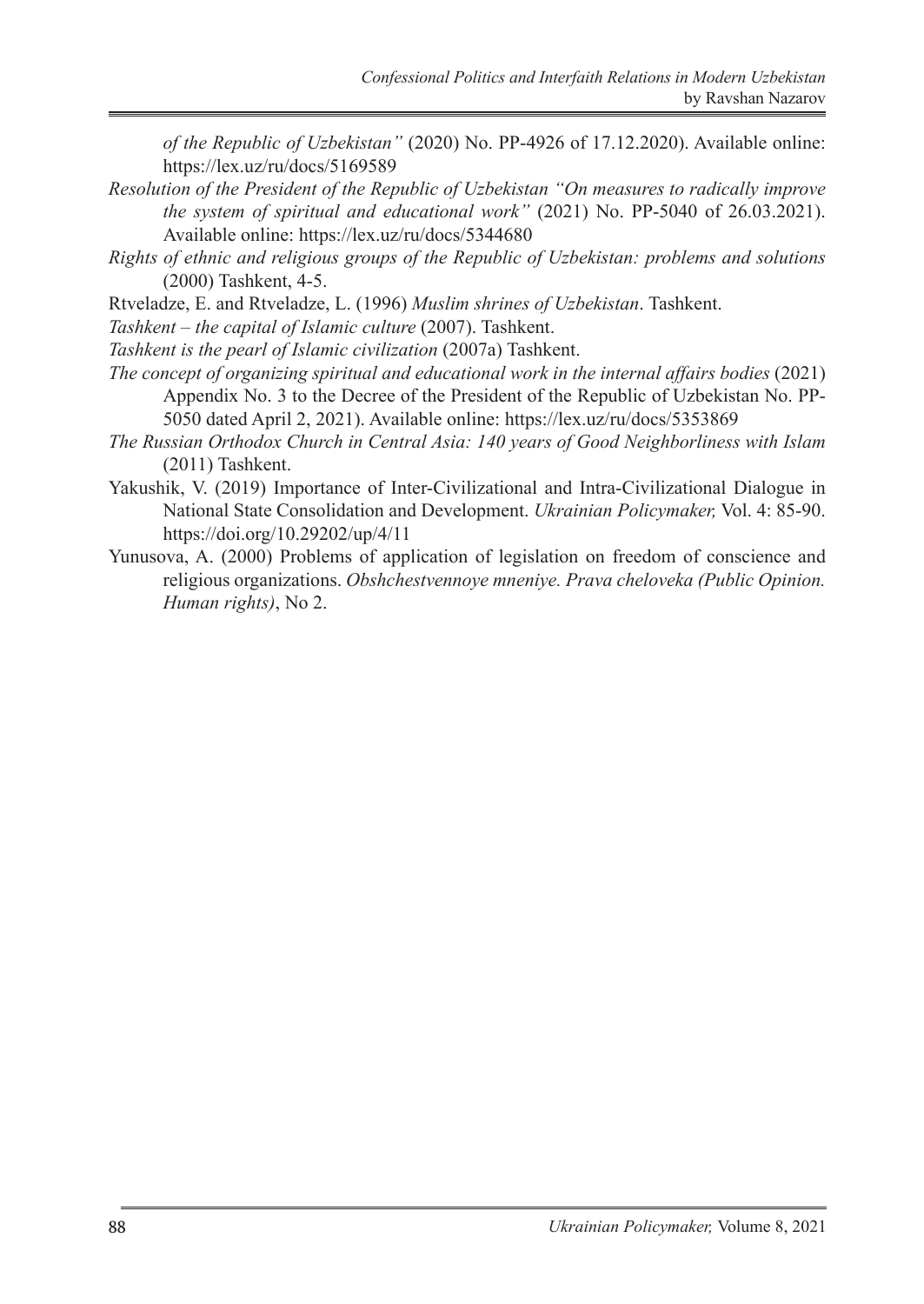*of the Republic of Uzbekistan"* (2020) No. PP-4926 of 17.12.2020). Available online: https://lex.uz/ru/docs/5169589

*Resolution of the President of the Republic of Uzbekistan "On measures to radically improve the system of spiritual and educational work"* (2021) No. PP-5040 of 26.03.2021). Available online: https://lex.uz/ru/docs/5344680

*Rights of ethnic and religious groups of the Republic of Uzbekistan: problems and solutions* (2000) Tashkent, 4-5.

Rtveladze, E. and Rtveladze, L. (1996) *Muslim shrines of Uzbekistan*. Tashkent.

*Tashkent – the capital of Islamic culture* (2007). Tashkent.

*Tashkent is the pearl of Islamic civilization* (2007a) Tashkent.

*The concept of organizing spiritual and educational work in the internal affairs bodies* (2021) Appendix No. 3 to the Decree of the President of the Republic of Uzbekistan No. PP-5050 dated April 2, 2021). Available online: https://lex.uz/ru/docs/5353869

*The Russian Orthodox Church in Central Asia: 140 years of Good Neighborliness with Islam* (2011) Tashkent.

Yakushik, V. (2019) Importance of Inter-Civilizational and Intra-Civilizational Dialogue in National State Consolidation and Development. *Ukrainian Policymaker,* Vol. 4: 85-90. https://doi.org/10.29202/up/4/11

Yunusova, A. (2000) Problems of application of legislation on freedom of conscience and religious organizations. *Obshchestvennoye mneniye. Prava cheloveka (Public Opinion. Human rights)*, No 2.